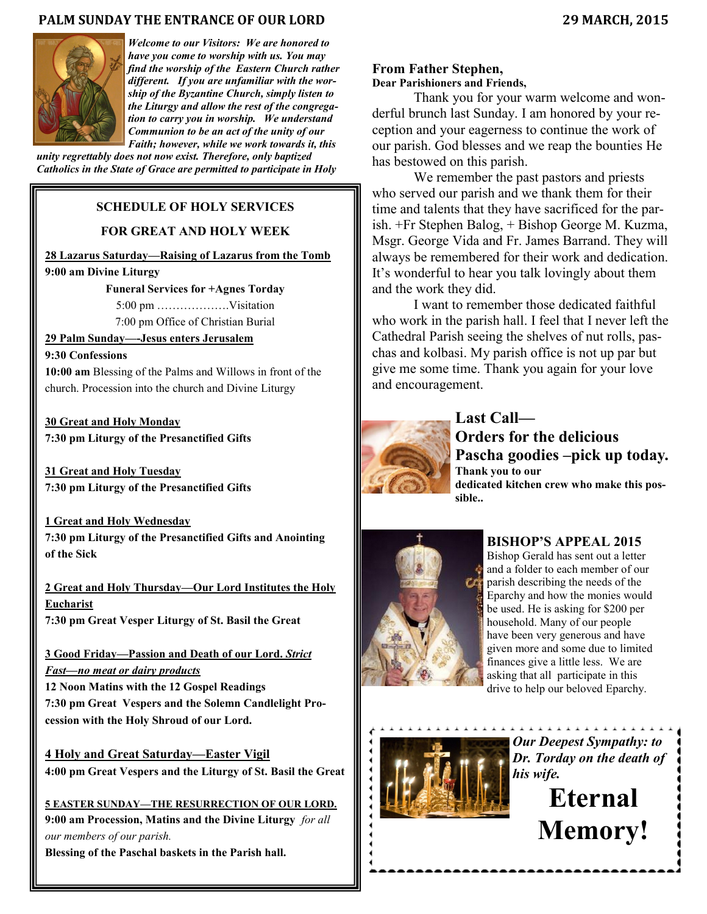# PALM SUNDAY THE ENTRANCE OF OUR LORD

**29 MARCH, 2015**

***Welcome to our Visitors: We are honored to have you come to worship with us. You may find the worship of the Eastern Church rather different. If you are unfamiliar with the worship of the Byzantine Church, simply listen to the Liturgy and allow the rest of the congregation to carry you in worship. We understand Communion to be an act of the unity of our Faith; however, while we work towards it, this unity regrettably does not now exist. Therefore, only baptized Catholics in the State of Grace are permitted to participate in Holy***

## SCHEDULE OF HOLY SERVICES FOR GREAT AND HOLY WEEK

**28 Lazarus Saturday—Raising of Lazarus from the Tomb**
**9:00 am Divine Liturgy**

**Funeral Services for +Agnes Torday**
5:00 pm ……………….Visitation
7:00 pm Office of Christian Burial

**29 Palm Sunday—-Jesus enters Jerusalem**
**9:30 Confessions**
**10:00 am** Blessing of the Palms and Willows in front of the church. Procession into the church and Divine Liturgy

**30 Great and Holy Monday**
**7:30 pm Liturgy of the Presanctified Gifts**

**31 Great and Holy Tuesday**
**7:30 pm Liturgy of the Presanctified Gifts**

**1 Great and Holy Wednesday**
**7:30 pm Liturgy of the Presanctified Gifts and Anointing of the Sick**

**2 Great and Holy Thursday—Our Lord Institutes the Holy Eucharist**
**7:30 pm Great Vesper Liturgy of St. Basil the Great**

**3 Good Friday—Passion and Death of our Lord. *Strict Fast—no meat or dairy products***
**12 Noon Matins with the 12 Gospel Readings**
**7:30 pm Great Vespers and the Solemn Candlelight Procession with the Holy Shroud of our Lord.**

**4 Holy and Great Saturday—Easter Vigil**
**4:00 pm Great Vespers and the Liturgy of St. Basil the Great**

**5 EASTER SUNDAY—THE RESURRECTION OF OUR LORD.**
**9:00 am Procession, Matins and the Divine Liturgy** *for all our members of our parish.*
**Blessing of the Paschal baskets in the Parish hall.**

## From Father Stephen,

**Dear Parishioners and Friends,**

Thank you for your warm welcome and wonderful brunch last Sunday. I am honored by your reception and your eagerness to continue the work of our parish. God blesses and we reap the bounties He has bestowed on this parish.

We remember the past pastors and priests who served our parish and we thank them for their time and talents that they have sacrificed for the parish. +Fr Stephen Balog, + Bishop George M. Kuzma, Msgr. George Vida and Fr. James Barrand. They will always be remembered for their work and dedication. It's wonderful to hear you talk lovingly about them and the work they did.

I want to remember those dedicated faithful who work in the parish hall. I feel that I never left the Cathedral Parish seeing the shelves of nut rolls, paschas and kolbasi. My parish office is not up par but give me some time. Thank you again for your love and encouragement.

## Last Call— Orders for the delicious Pascha goodies –pick up today.

**Thank you to our dedicated kitchen crew who make this possible..**

## BISHOP'S APPEAL 2015

Bishop Gerald has sent out a letter and a folder to each member of our parish describing the needs of the Eparchy and how the monies would be used. He is asking for $200 per household. Many of our people have been very generous and have given more and some due to limited finances give a little less. We are asking that all participate in this drive to help our beloved Eparchy.

***Our Deepest Sympathy: to Dr. Torday on the death of his wife.***

# Eternal Memory!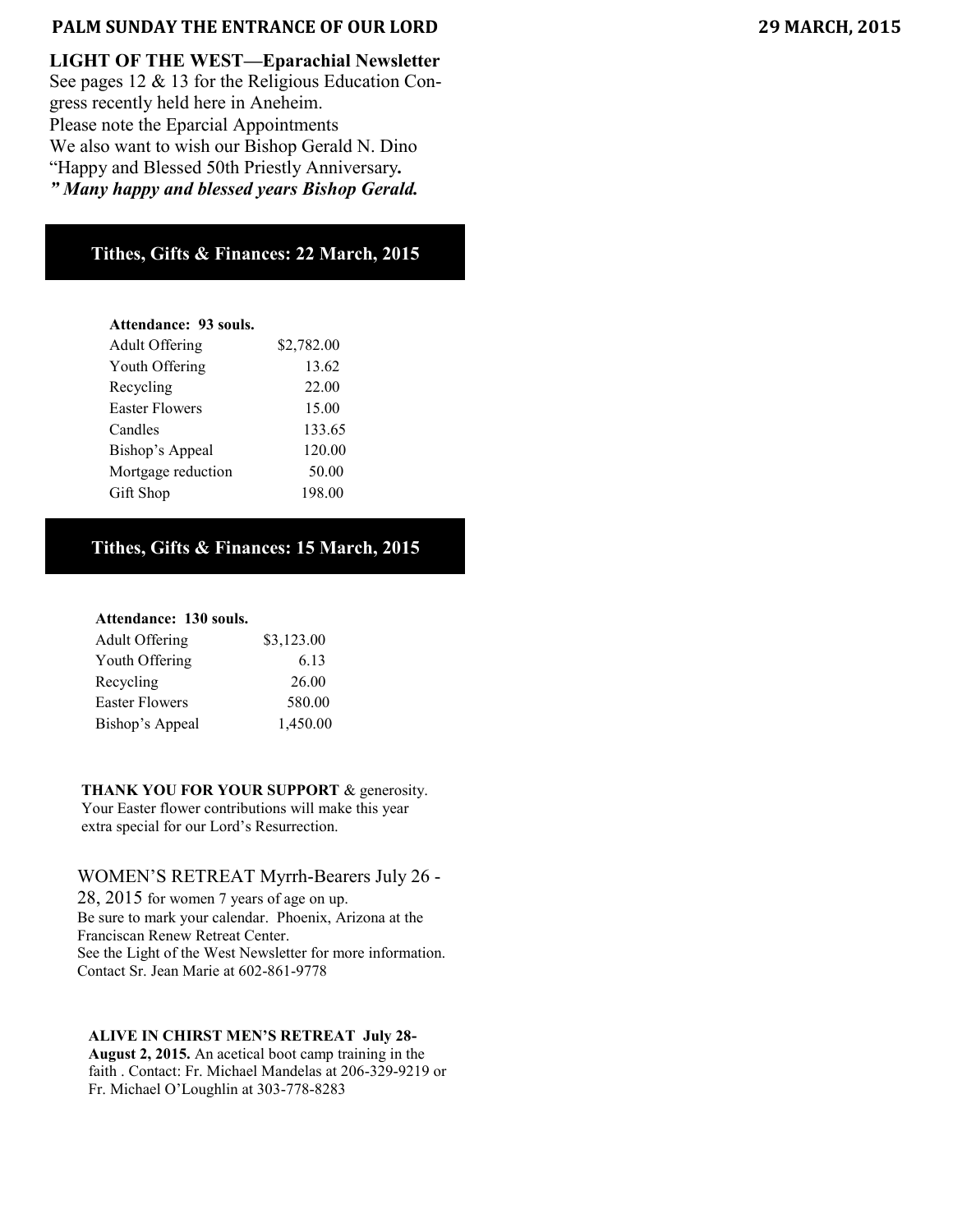**LIGHT OF THE WEST—Eparachial Newsletter**
See pages 12 & 13 for the Religious Education Congress recently held here in Aneheim.
Please note the Eparcial Appointments
We also want to wish our Bishop Gerald N. Dino "Happy and Blessed 50th Priestly Anniversary**.**
***" Many happy and blessed years Bishop Gerald.***

## Tithes, Gifts & Finances: 22 March, 2015

**Attendance: 93 souls.**

| | |
|---|---|
| Adult Offering | $2,782.00 |
| Youth Offering | 13.62 |
| Recycling | 22.00 |
| Easter Flowers | 15.00 |
| Candles | 133.65 |
| Bishop's Appeal | 120.00 |
| Mortgage reduction | 50.00 |
| Gift Shop | 198.00 |

## Tithes, Gifts & Finances: 15 March, 2015

**Attendance: 130 souls.**

| | |
|---|---|
| Adult Offering | $3,123.00 |
| Youth Offering | 6.13 |
| Recycling | 26.00 |
| Easter Flowers | 580.00 |
| Bishop's Appeal | 1,450.00 |

**THANK YOU FOR YOUR SUPPORT** & generosity. Your Easter flower contributions will make this year extra special for our Lord's Resurrection.

WOMEN'S RETREAT Myrrh-Bearers July 26 - 28, 2015 for women 7 years of age on up.
Be sure to mark your calendar. Phoenix, Arizona at the Franciscan Renew Retreat Center.
See the Light of the West Newsletter for more information.
Contact Sr. Jean Marie at 602-861-9778

**ALIVE IN CHIRST MEN'S RETREAT July 28-August 2, 2015.** An acetical boot camp training in the faith . Contact: Fr. Michael Mandelas at 206-329-9219 or Fr. Michael O'Loughlin at 303-778-8283